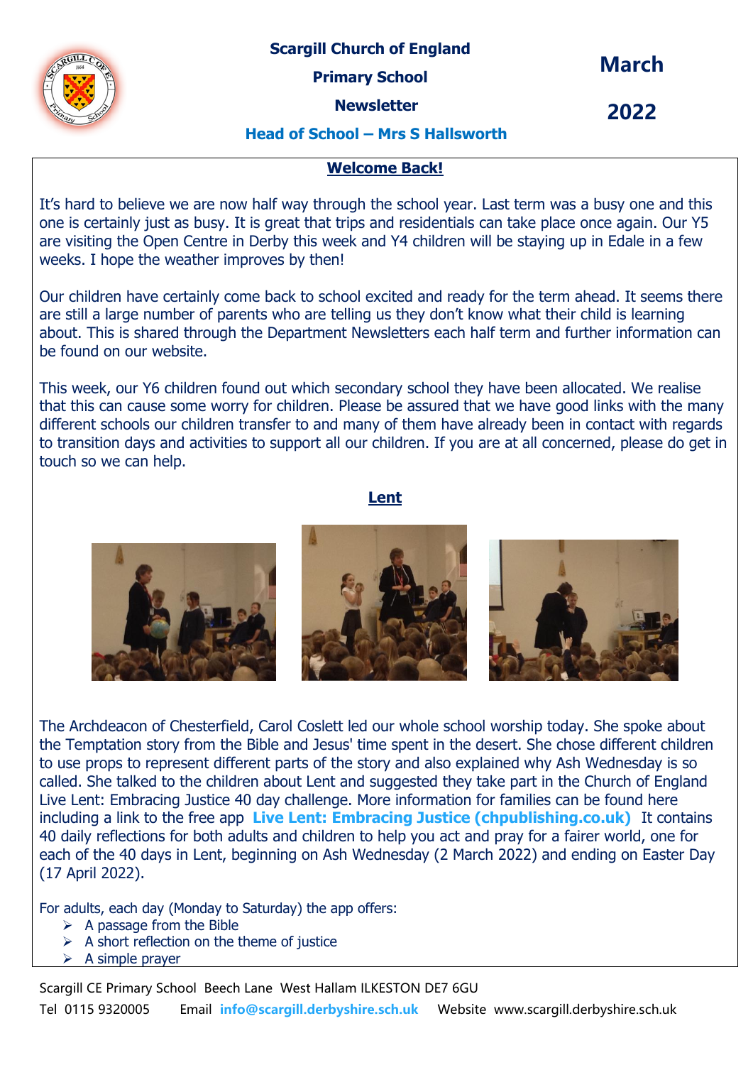# Scargill Church of England Primary School Newsletter

**March 2022**

**Head of School – Mrs S Hallsworth**

## Welcome Back!

It's hard to believe we are now half way through the school year. Last term was a busy one and this one is certainly just as busy. It is great that trips and residentials can take place once again. Our Y5 are visiting the Open Centre in Derby this week and Y4 children will be staying up in Edale in a few weeks. I hope the weather improves by then!

Our children have certainly come back to school excited and ready for the term ahead. It seems there are still a large number of parents who are telling us they don't know what their child is learning about. This is shared through the Department Newsletters each half term and further information can be found on our website.

This week, our Y6 children found out which secondary school they have been allocated. We realise that this can cause some worry for children. Please be assured that we have good links with the many different schools our children transfer to and many of them have already been in contact with regards to transition days and activities to support all our children. If you are at all concerned, please do get in touch so we can help.

## Lent

The Archdeacon of Chesterfield, Carol Coslett led our whole school worship today. She spoke about the Temptation story from the Bible and Jesus' time spent in the desert. She chose different children to use props to represent different parts of the story and also explained why Ash Wednesday is so called. She talked to the children about Lent and suggested they take part in the Church of England Live Lent: Embracing Justice 40 day challenge. More information for families can be found here including a link to the free app **Live Lent: Embracing Justice (chpublishing.co.uk)** It contains 40 daily reflections for both adults and children to help you act and pray for a fairer world, one for each of the 40 days in Lent, beginning on Ash Wednesday (2 March 2022) and ending on Easter Day (17 April 2022).

For adults, each day (Monday to Saturday) the app offers:

- A passage from the Bible
- A short reflection on the theme of justice
- A simple prayer

Scargill CE Primary School Beech Lane West Hallam ILKESTON DE7 6GU

Tel 0115 9320005 Email **info@scargill.derbyshire.sch.uk** Website www.scargill.derbyshire.sch.uk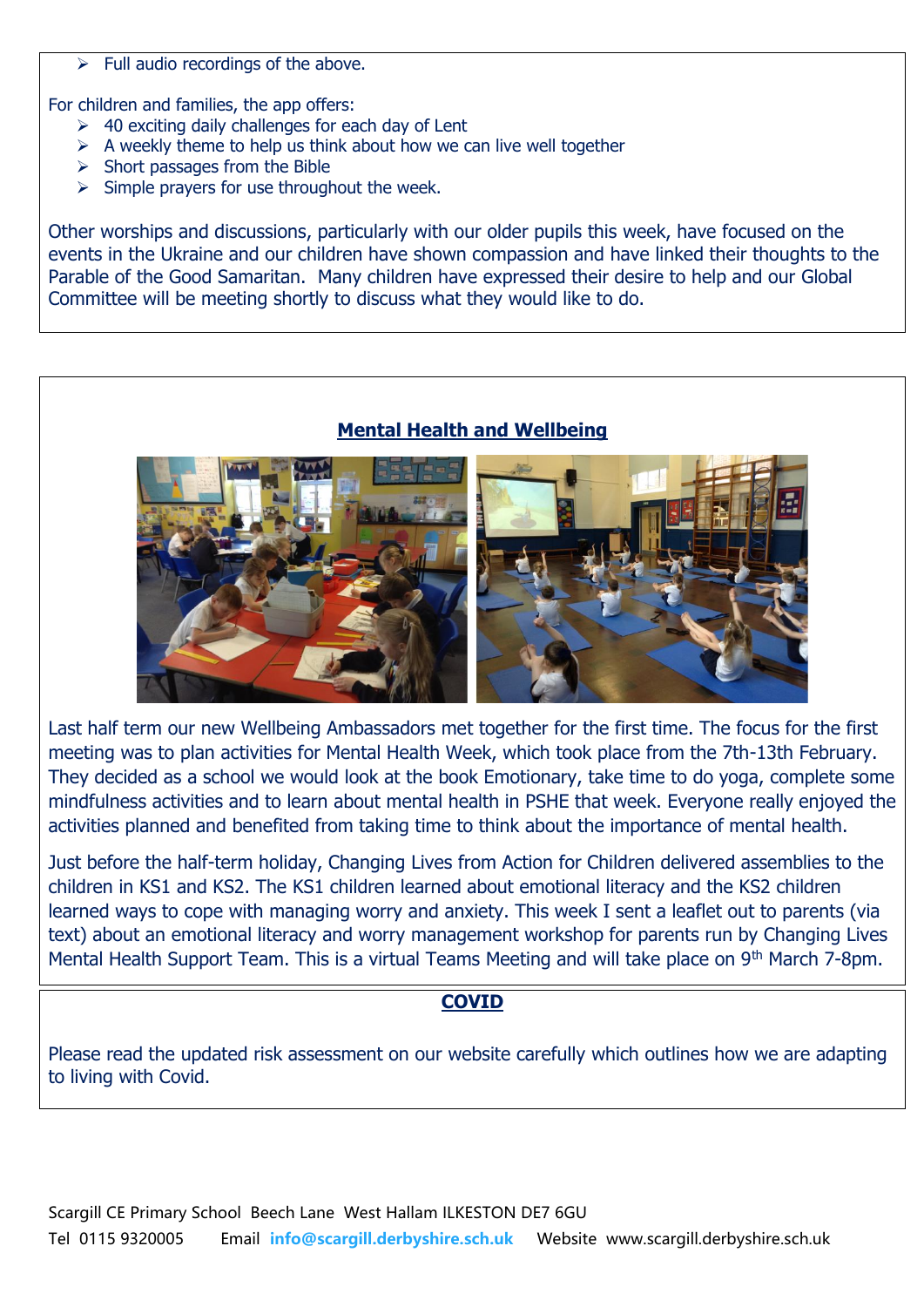- Full audio recordings of the above.

For children and families, the app offers:

- 40 exciting daily challenges for each day of Lent
- A weekly theme to help us think about how we can live well together
- Short passages from the Bible
- Simple prayers for use throughout the week.

Other worships and discussions, particularly with our older pupils this week, have focused on the events in the Ukraine and our children have shown compassion and have linked their thoughts to the Parable of the Good Samaritan. Many children have expressed their desire to help and our Global Committee will be meeting shortly to discuss what they would like to do.

## Mental Health and Wellbeing

Last half term our new Wellbeing Ambassadors met together for the first time. The focus for the first meeting was to plan activities for Mental Health Week, which took place from the 7th-13th February. They decided as a school we would look at the book Emotionary, take time to do yoga, complete some mindfulness activities and to learn about mental health in PSHE that week. Everyone really enjoyed the activities planned and benefited from taking time to think about the importance of mental health.

Just before the half-term holiday, Changing Lives from Action for Children delivered assemblies to the children in KS1 and KS2. The KS1 children learned about emotional literacy and the KS2 children learned ways to cope with managing worry and anxiety. This week I sent a leaflet out to parents (via text) about an emotional literacy and worry management workshop for parents run by Changing Lives Mental Health Support Team. This is a virtual Teams Meeting and will take place on 9th March 7-8pm.

## COVID

Please read the updated risk assessment on our website carefully which outlines how we are adapting to living with Covid.

Scargill CE Primary School Beech Lane West Hallam ILKESTON DE7 6GU
Tel 0115 9320005 Email **info@scargill.derbyshire.sch.uk** Website www.scargill.derbyshire.sch.uk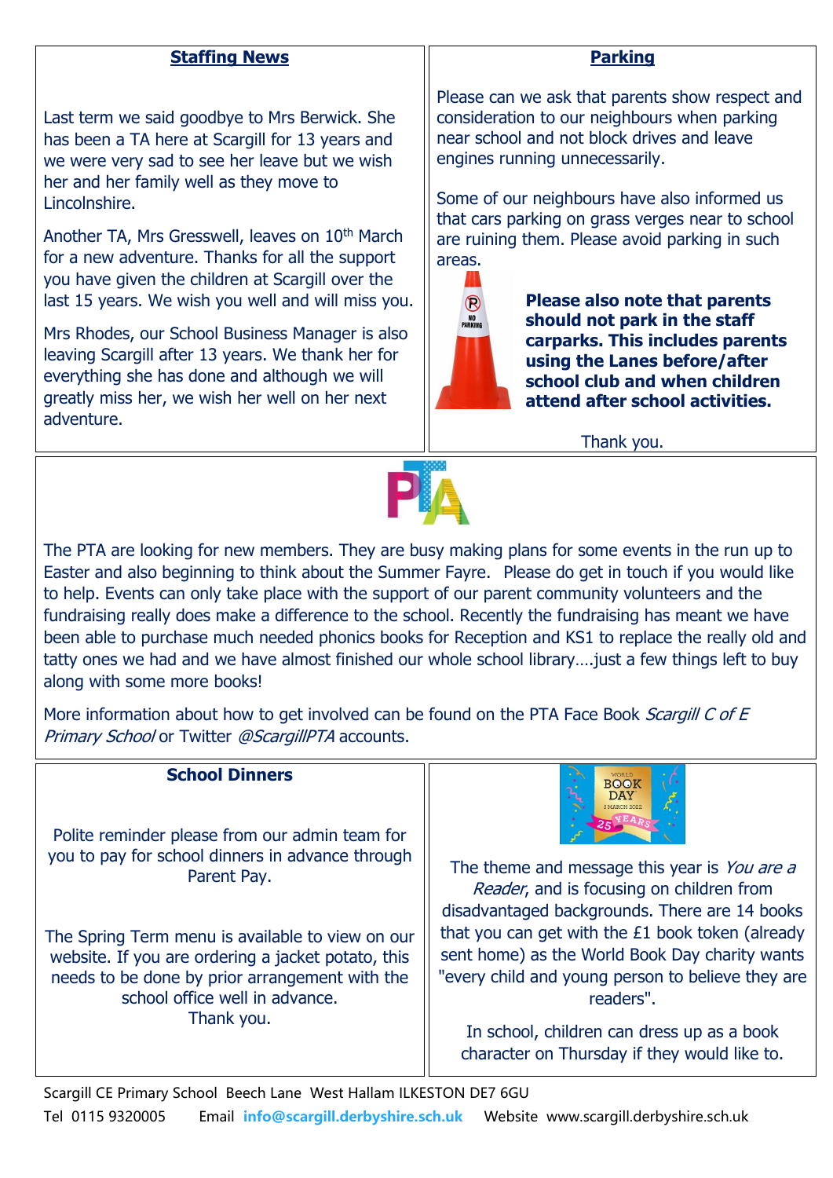## Staffing News

Last term we said goodbye to Mrs Berwick. She has been a TA here at Scargill for 13 years and we were very sad to see her leave but we wish her and her family well as they move to Lincolnshire.

Another TA, Mrs Gresswell, leaves on 10th March for a new adventure. Thanks for all the support you have given the children at Scargill over the last 15 years. We wish you well and will miss you.

Mrs Rhodes, our School Business Manager is also leaving Scargill after 13 years. We thank her for everything she has done and although we will greatly miss her, we wish her well on her next adventure.

## Parking

Please can we ask that parents show respect and consideration to our neighbours when parking near school and not block drives and leave engines running unnecessarily.

Some of our neighbours have also informed us that cars parking on grass verges near to school are ruining them. Please avoid parking in such areas.

**Please also note that parents should not park in the staff carparks. This includes parents using the Lanes before/after school club and when children attend after school activities.**

Thank you.

## PTA

The PTA are looking for new members. They are busy making plans for some events in the run up to Easter and also beginning to think about the Summer Fayre. Please do get in touch if you would like to help. Events can only take place with the support of our parent community volunteers and the fundraising really does make a difference to the school. Recently the fundraising has meant we have been able to purchase much needed phonics books for Reception and KS1 to replace the really old and tatty ones we had and we have almost finished our whole school library….just a few things left to buy along with some more books!

More information about how to get involved can be found on the PTA Face Book *Scargill C of E Primary School* or Twitter *@ScargillPTA* accounts.

## School Dinners

Polite reminder please from our admin team for you to pay for school dinners in advance through Parent Pay.

The Spring Term menu is available to view on our website. If you are ordering a jacket potato, this needs to be done by prior arrangement with the school office well in advance.

Thank you.

## World Book Day

The theme and message this year is *You are a Reader*, and is focusing on children from disadvantaged backgrounds. There are 14 books that you can get with the £1 book token (already sent home) as the World Book Day charity wants "every child and young person to believe they are readers".

In school, children can dress up as a book character on Thursday if they would like to.

Scargill CE Primary School Beech Lane West Hallam ILKESTON DE7 6GU

Tel 0115 9320005 Email **info@scargill.derbyshire.sch.uk** Website www.scargill.derbyshire.sch.uk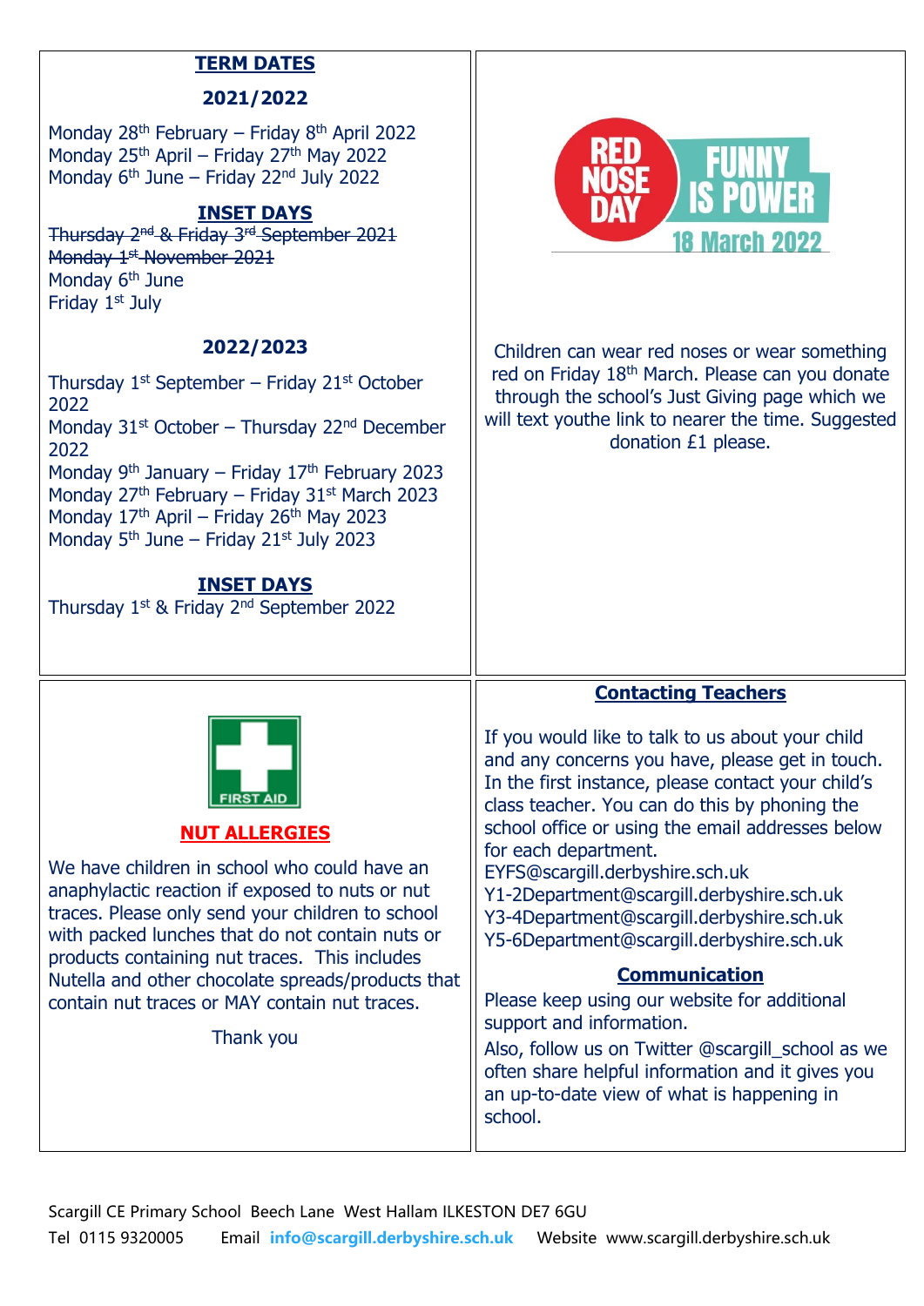## TERM DATES

### 2021/2022

Monday 28th February – Friday 8th April 2022
Monday 25th April – Friday 27th May 2022
Monday 6th June – Friday 22nd July 2022

### INSET DAYS

~~Thursday 2nd & Friday 3rd September 2021~~
~~Monday 1st November 2021~~
Monday 6th June
Friday 1st July

### 2022/2023

Thursday 1st September – Friday 21st October 2022
Monday 31st October – Thursday 22nd December 2022
Monday 9th January – Friday 17th February 2023
Monday 27th February – Friday 31st March 2023
Monday 17th April – Friday 26th May 2023
Monday 5th June – Friday 21st July 2023

### INSET DAYS

Thursday 1st & Friday 2nd September 2022

RED NOSE DAY FUNNY IS POWER 18 March 2022

Children can wear red noses or wear something red on Friday 18th March. Please can you donate through the school's Just Giving page which we will text youthe link to nearer the time. Suggested donation £1 please.

FIRST AID

## NUT ALLERGIES

We have children in school who could have an anaphylactic reaction if exposed to nuts or nut traces. Please only send your children to school with packed lunches that do not contain nuts or products containing nut traces. This includes Nutella and other chocolate spreads/products that contain nut traces or MAY contain nut traces.

Thank you

## Contacting Teachers

If you would like to talk to us about your child and any concerns you have, please get in touch. In the first instance, please contact your child's class teacher. You can do this by phoning the school office or using the email addresses below for each department.
EYFS@scargill.derbyshire.sch.uk
Y1-2Department@scargill.derbyshire.sch.uk
Y3-4Department@scargill.derbyshire.sch.uk
Y5-6Department@scargill.derbyshire.sch.uk

## Communication

Please keep using our website for additional support and information.

Also, follow us on Twitter @scargill_school as we often share helpful information and it gives you an up-to-date view of what is happening in school.

Scargill CE Primary School Beech Lane West Hallam ILKESTON DE7 6GU
Tel 0115 9320005 Email **info@scargill.derbyshire.sch.uk** Website www.scargill.derbyshire.sch.uk